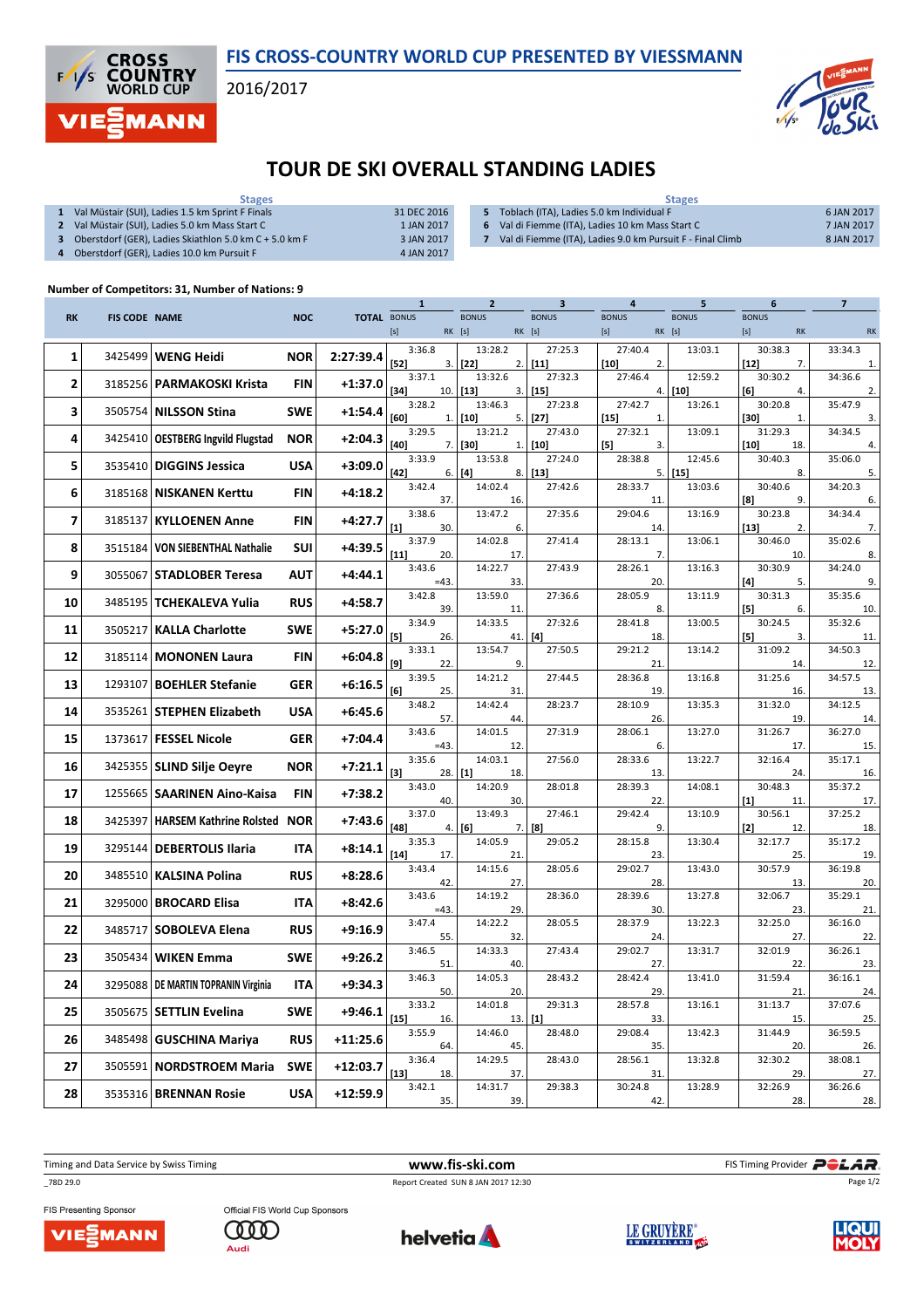# FIS CROSS-COUNTRY WORLD CUP PRESENTED BY VIESSMANN

2016/2017

## TOUR DE SKI OVERALL STANDING LADIES

| Stages | | Stages | |
|---|---|---|---|
| 1 Val Müstair (SUI), Ladies 1.5 km Sprint F Finals | 31 DEC 2016 | 5 Toblach (ITA), Ladies 5.0 km Individual F | 6 JAN 2017 |
| 2 Val Müstair (SUI), Ladies 5.0 km Mass Start C | 1 JAN 2017 | 6 Val di Fiemme (ITA), Ladies 10 km Mass Start C | 7 JAN 2017 |
| 3 Oberstdorf (GER), Ladies Skiathlon 5.0 km C + 5.0 km F | 3 JAN 2017 | 7 Val di Fiemme (ITA), Ladies 9.0 km Pursuit F - Final Climb | 8 JAN 2017 |
| 4 Oberstdorf (GER), Ladies 10.0 km Pursuit F | 4 JAN 2017 | | |

Number of Competitors: 31, Number of Nations: 9

| RK | FIS CODE | NAME | NOC | TOTAL | 1 BONUS [s] | 1 RK | 2 BONUS [s] | 2 RK | 3 BONUS [s] | 4 BONUS [s] | 4 RK | 5 BONUS [s] | 6 BONUS [s] | 6 RK | 7 RK |
|---|---|---|---|---|---|---|---|---|---|---|---|---|---|---|---|
| 1 | 3425499 | WENG Heidi | NOR | 2:27:39.4 | 3:36.8 [52] | 3. | 13:28.2 [22] | 2. | 27:25.3 [11] | 27:40.4 [10] | 2. | 13:03.1 | 30:38.3 [12] | 7. | 33:34.3 1. |
| 2 | 3185256 | PARMAKOSKI Krista | FIN | +1:37.0 | 3:37.1 [34] | 10. | 13:32.6 [13] | 3. | 27:32.3 [15] | 27:46.4 | 4. | 12:59.2 [10] | 30:30.2 [6] | 4. | 34:36.6 2. |
| 3 | 3505754 | NILSSON Stina | SWE | +1:54.4 | 3:28.2 [60] | 1. | 13:46.3 [10] | 5. | 27:23.8 [27] | 27:42.7 [15] | 1. | 13:26.1 | 30:20.8 [30] | 1. | 35:47.9 3. |
| 4 | 3425410 | OESTBERG Ingvild Flugstad | NOR | +2:04.3 | 3:29.5 [40] | 7. | 13:21.2 [30] | 1. | 27:43.0 [10] | 27:32.1 [5] | 3. | 13:09.1 | 31:29.3 [10] | 18. | 34:34.5 4. |
| 5 | 3535410 | DIGGINS Jessica | USA | +3:09.0 | 3:33.9 [42] | 6. | 13:53.8 [4] | 8. | 27:24.0 [13] | 28:38.8 | 5. | 12:45.6 [15] | 30:40.3 | 8. | 35:06.0 5. |
| 6 | 3185168 | NISKANEN Kerttu | FIN | +4:18.2 | 3:42.4 | 37. | 14:02.4 | 16. | 27:42.6 | 28:33.7 | 11. | 13:03.6 | 30:40.6 [8] | 9. | 34:20.3 6. |
| 7 | 3185137 | KYLLOENEN Anne | FIN | +4:27.7 | 3:38.6 [1] | 30. | 13:47.2 | 6. | 27:35.6 | 29:04.6 | 14. | 13:16.9 | 30:23.8 [13] | 2. | 34:34.4 7. |
| 8 | 3515184 | VON SIEBENTHAL Nathalie | SUI | +4:39.5 | 3:37.9 [11] | 20. | 14:02.8 | 17. | 27:41.4 | 28:13.1 | 7. | 13:06.1 | 30:46.0 | 10. | 35:02.6 8. |
| 9 | 3055067 | STADLOBER Teresa | AUT | +4:44.1 | 3:43.6 | =43. | 14:22.7 | 33. | 27:43.9 | 28:26.1 | 20. | 13:16.3 | 30:30.9 [4] | 5. | 34:24.0 9. |
| 10 | 3485195 | TCHEKALEVA Yulia | RUS | +4:58.7 | 3:42.8 | 39. | 13:59.0 | 11. | 27:36.6 | 28:05.9 | 8. | 13:11.9 | 30:31.3 [5] | 6. | 35:35.6 10. |
| 11 | 3505217 | KALLA Charlotte | SWE | +5:27.0 | 3:34.9 [5] | 26. | 14:33.5 | 41. | 27:32.6 [4] | 28:41.8 | 18. | 13:00.5 | 30:24.5 [5] | 3. | 35:32.6 11. |
| 12 | 3185114 | MONONEN Laura | FIN | +6:04.8 | 3:33.1 [9] | 22. | 13:54.7 | 9. | 27:50.5 | 29:21.2 | 21. | 13:14.2 | 31:09.2 | 14. | 34:50.3 12. |
| 13 | 1293107 | BOEHLER Stefanie | GER | +6:16.5 | 3:39.5 [6] | 25. | 14:21.2 | 31. | 27:44.5 | 28:36.8 | 19. | 13:16.8 | 31:25.6 | 16. | 34:57.5 13. |
| 14 | 3535261 | STEPHEN Elizabeth | USA | +6:45.6 | 3:48.2 | 57. | 14:42.4 | 44. | 28:23.7 | 28:10.9 | 26. | 13:35.3 | 31:32.0 | 19. | 34:12.5 14. |
| 15 | 1373617 | FESSEL Nicole | GER | +7:04.4 | 3:43.6 | =43. | 14:01.5 | 12. | 27:31.9 | 28:06.1 | 6. | 13:27.0 | 31:26.7 | 17. | 36:27.0 15. |
| 16 | 3425355 | SLIND Silje Oeyre | NOR | +7:21.1 | 3:35.6 [3] | 28. | 14:03.1 [1] | 18. | 27:56.0 | 28:33.6 | 13. | 13:22.7 | 32:16.4 | 24. | 35:17.1 16. |
| 17 | 1255665 | SAARINEN Aino-Kaisa | FIN | +7:38.2 | 3:43.0 | 40. | 14:20.9 | 30. | 28:01.8 | 28:39.3 | 22. | 14:08.1 | 30:48.3 [1] | 11. | 35:37.2 17. |
| 18 | 3425397 | HARSEM Kathrine Rolsted | NOR | +7:43.6 | 3:37.0 [48] | 4. | 13:49.3 [6] | 7. | 27:46.1 [8] | 29:42.4 | 9. | 13:10.9 | 30:56.1 [2] | 12. | 37:25.2 18. |
| 19 | 3295144 | DEBERTOLIS Ilaria | ITA | +8:14.1 | 3:35.3 [14] | 17. | 14:05.9 | 21. | 29:05.2 | 28:15.8 | 23. | 13:30.4 | 32:17.7 | 25. | 35:17.2 19. |
| 20 | 3485510 | KALSINA Polina | RUS | +8:28.6 | 3:43.4 | 42. | 14:15.6 | 27. | 28:05.6 | 29:02.7 | 28. | 13:43.0 | 30:57.9 | 13. | 36:19.8 20. |
| 21 | 3295000 | BROCARD Elisa | ITA | +8:42.6 | 3:43.6 | =43. | 14:19.2 | 29. | 28:36.0 | 28:39.6 | 30. | 13:27.8 | 32:06.7 | 23. | 35:29.1 21. |
| 22 | 3485717 | SOBOLEVA Elena | RUS | +9:16.9 | 3:47.4 | 55. | 14:22.2 | 32. | 28:05.5 | 28:37.9 | 24. | 13:22.3 | 32:25.0 | 27. | 36:16.0 22. |
| 23 | 3505434 | WIKEN Emma | SWE | +9:26.2 | 3:46.5 | 51. | 14:33.3 | 40. | 27:43.4 | 29:02.7 | 27. | 13:31.7 | 32:01.9 | 22. | 36:26.1 23. |
| 24 | 3295088 | DE MARTIN TOPRANIN Virginia | ITA | +9:34.3 | 3:46.3 | 50. | 14:05.3 | 20. | 28:43.2 | 28:42.4 | 29. | 13:41.0 | 31:59.4 | 21. | 36:16.1 24. |
| 25 | 3505675 | SETTLIN Evelina | SWE | +9:46.1 | 3:33.2 [15] | 16. | 14:01.8 | 13. | 29:31.3 [1] | 28:57.8 | 33. | 13:16.1 | 31:13.7 | 15. | 37:07.6 25. |
| 26 | 3485498 | GUSCHINA Mariya | RUS | +11:25.6 | 3:55.9 | 64. | 14:46.0 | 45. | 28:48.0 | 29:08.4 | 35. | 13:42.3 | 31:44.9 | 20. | 36:59.5 26. |
| 27 | 3505591 | NORDSTROEM Maria | SWE | +12:03.7 | 3:36.4 [13] | 18. | 14:29.5 | 37. | 28:43.0 | 28:56.1 | 31. | 13:32.8 | 32:30.2 | 29. | 38:08.1 27. |
| 28 | 3535316 | BRENNAN Rosie | USA | +12:59.9 | 3:42.1 | 35. | 14:31.7 | 39. | 29:38.3 | 30:24.8 | 42. | 13:28.9 | 32:26.9 | 28. | 36:26.6 28. |

Timing and Data Service by Swiss Timing | www.fis-ski.com | FIS Timing Provider POLAR

_78D 29.0 | Report Created SUN 8 JAN 2017 12:30

FIS Presenting Sponsor: VIESSMANN | Official FIS World Cup Sponsors: Audi, helvetia, LE GRUYÈRE SWITZERLAND AOP, LIQUI MOLY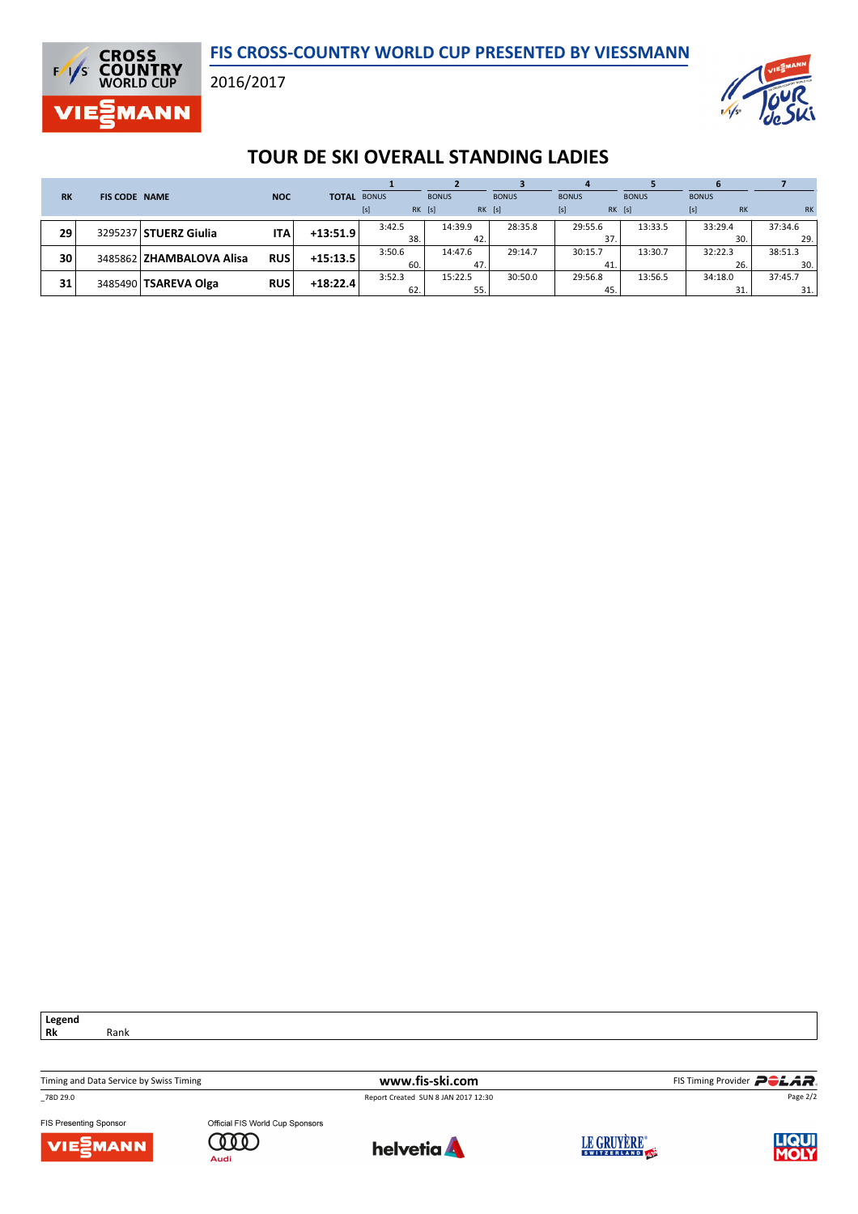# TOUR DE SKI OVERALL STANDING LADIES

| RK | FIS CODE | NAME | NOC | TOTAL | 1 BONUS [s] | RK | 2 BONUS [s] | RK | 3 BONUS [s] | 4 BONUS [s] | RK | 5 BONUS [s] | 6 BONUS [s] | RK | 7 | RK |
|---|---|---|---|---|---|---|---|---|---|---|---|---|---|---|---|---|
| 29 | 3295237 | **STUERZ Giulia** | ITA | +13:51.9 | 3:42.5 | 38. | 14:39.9 | 42. | 28:35.8 | 29:55.6 | 37. | 13:33.5 | 33:29.4 | 30. | 37:34.6 | 29. |
| 30 | 3485862 | **ZHAMBALOVA Alisa** | RUS | +15:13.5 | 3:50.6 | 60. | 14:47.6 | 47. | 29:14.7 | 30:15.7 | 41. | 13:30.7 | 32:22.3 | 26. | 38:51.3 | 30. |
| 31 | 3485490 | **TSAREVA Olga** | RUS | +18:22.4 | 3:52.3 | 62. | 15:22.5 | 55. | 30:50.0 | 29:56.8 | 45. | 13:56.5 | 34:18.0 | 31. | 37:45.7 | 31. |

**Legend**
Rk Rank